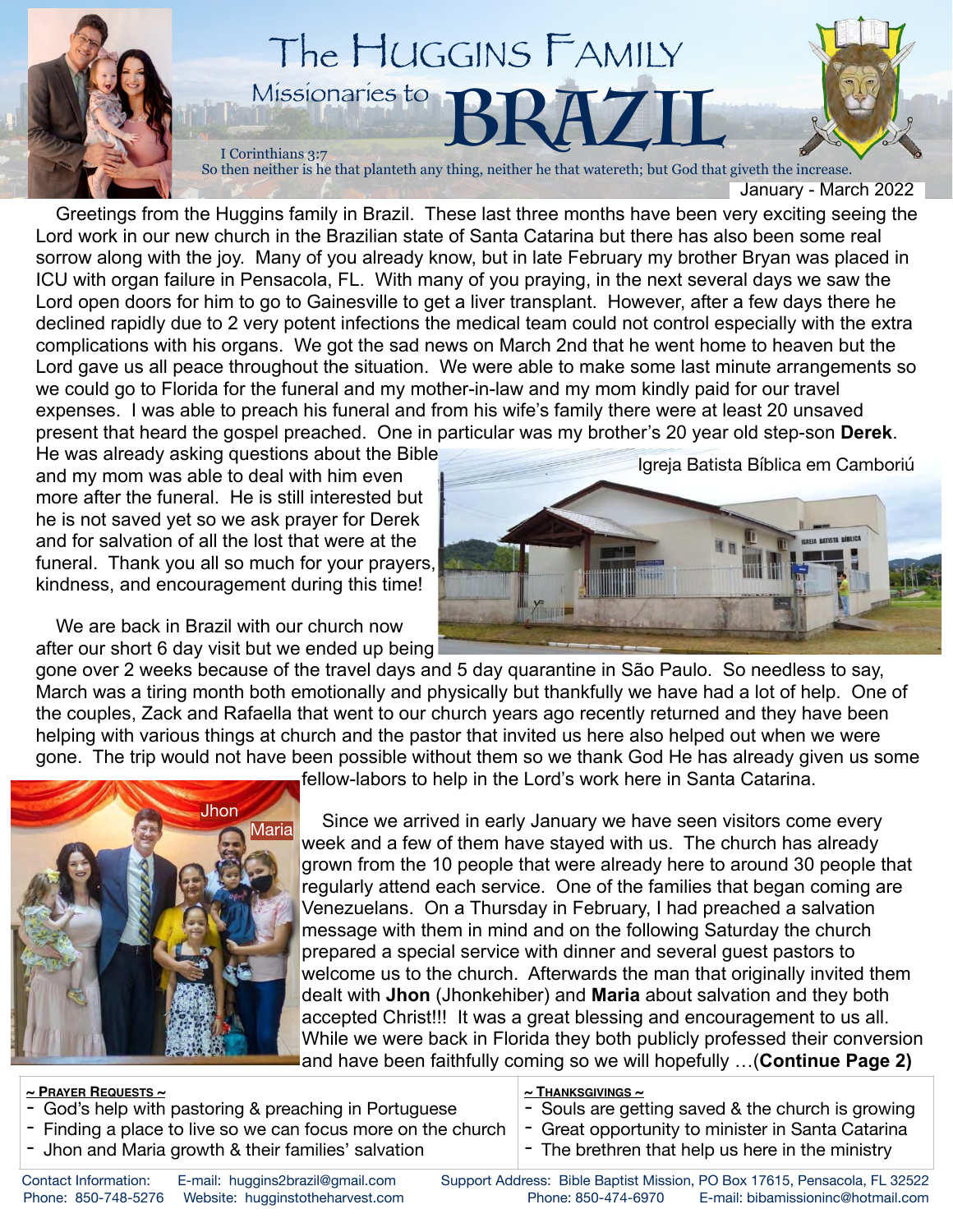# The Huggins Family

## Missionaries to BRAZIL

I Corinthians 3:7
So then neither is he that planteth any thing, neither he that watereth; but God that giveth the increase.

January - March 2022

Greetings from the Huggins family in Brazil. These last three months have been very exciting seeing the Lord work in our new church in the Brazilian state of Santa Catarina but there has also been some real sorrow along with the joy. Many of you already know, but in late February my brother Bryan was placed in ICU with organ failure in Pensacola, FL. With many of you praying, in the next several days we saw the Lord open doors for him to go to Gainesville to get a liver transplant. However, after a few days there he declined rapidly due to 2 very potent infections the medical team could not control especially with the extra complications with his organs. We got the sad news on March 2nd that he went home to heaven but the Lord gave us all peace throughout the situation. We were able to make some last minute arrangements so we could go to Florida for the funeral and my mother-in-law and my mom kindly paid for our travel expenses. I was able to preach his funeral and from his wife's family there were at least 20 unsaved present that heard the gospel preached. One in particular was my brother's 20 year old step-son **Derek**. He was already asking questions about the Bible and my mom was able to deal with him even more after the funeral. He is still interested but he is not saved yet so we ask prayer for Derek and for salvation of all the lost that were at the funeral. Thank you all so much for your prayers, kindness, and encouragement during this time!

Igreja Batista Bíblica em Camboriú

We are back in Brazil with our church now after our short 6 day visit but we ended up being gone over 2 weeks because of the travel days and 5 day quarantine in São Paulo. So needless to say, March was a tiring month both emotionally and physically but thankfully we have had a lot of help. One of the couples, Zack and Rafaella that went to our church years ago recently returned and they have been helping with various things at church and the pastor that invited us here also helped out when we were gone. The trip would not have been possible without them so we thank God He has already given us some fellow-labors to help in the Lord's work here in Santa Catarina.

Jhon
Maria

Since we arrived in early January we have seen visitors come every week and a few of them have stayed with us. The church has already grown from the 10 people that were already here to around 30 people that regularly attend each service. One of the families that began coming are Venezuelans. On a Thursday in February, I had preached a salvation message with them in mind and on the following Saturday the church prepared a special service with dinner and several guest pastors to welcome us to the church. Afterwards the man that originally invited them dealt with **Jhon** (Jhonkehiber) and **Maria** about salvation and they both accepted Christ!!! It was a great blessing and encouragement to us all. While we were back in Florida they both publicly professed their conversion and have been faithfully coming so we will hopefully …(**Continue Page 2)**

**~ Prayer Requests ~**
- God's help with pastoring & preaching in Portuguese
- Finding a place to live so we can focus more on the church
- Jhon and Maria growth & their families' salvation

**~ Thanksgivings ~**
- Souls are getting saved & the church is growing
- Great opportunity to minister in Santa Catarina
- The brethren that help us here in the ministry

Contact Information: E-mail: huggins2brazil@gmail.com
Phone: 850-748-5276 Website: hugginstotheharvest.com

Support Address: Bible Baptist Mission, PO Box 17615, Pensacola, FL 32522
Phone: 850-474-6970 E-mail: bibamissioninc@hotmail.com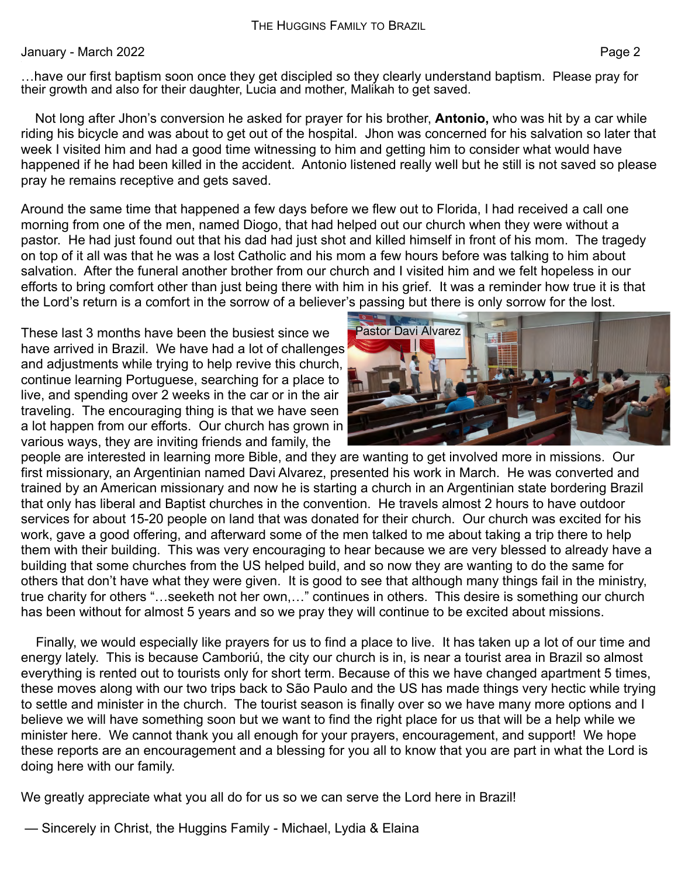…have our first baptism soon once they get discipled so they clearly understand baptism. Please pray for their growth and also for their daughter, Lucia and mother, Malikah to get saved.

Not long after Jhon's conversion he asked for prayer for his brother, **Antonio,** who was hit by a car while riding his bicycle and was about to get out of the hospital. Jhon was concerned for his salvation so later that week I visited him and had a good time witnessing to him and getting him to consider what would have happened if he had been killed in the accident. Antonio listened really well but he still is not saved so please pray he remains receptive and gets saved.

Around the same time that happened a few days before we flew out to Florida, I had received a call one morning from one of the men, named Diogo, that had helped out our church when they were without a pastor. He had just found out that his dad had just shot and killed himself in front of his mom. The tragedy on top of it all was that he was a lost Catholic and his mom a few hours before was talking to him about salvation. After the funeral another brother from our church and I visited him and we felt hopeless in our efforts to bring comfort other than just being there with him in his grief. It was a reminder how true it is that the Lord's return is a comfort in the sorrow of a believer's passing but there is only sorrow for the lost.

These last 3 months have been the busiest since we have arrived in Brazil. We have had a lot of challenges and adjustments while trying to help revive this church, continue learning Portuguese, searching for a place to live, and spending over 2 weeks in the car or in the air traveling. The encouraging thing is that we have seen a lot happen from our efforts. Our church has grown in various ways, they are inviting friends and family, the people are interested in learning more Bible, and they are wanting to get involved more in missions. Our first missionary, an Argentinian named Davi Alvarez, presented his work in March. He was converted and trained by an American missionary and now he is starting a church in an Argentinian state bordering Brazil that only has liberal and Baptist churches in the convention. He travels almost 2 hours to have outdoor services for about 15-20 people on land that was donated for their church. Our church was excited for his work, gave a good offering, and afterward some of the men talked to me about taking a trip there to help them with their building. This was very encouraging to hear because we are very blessed to already have a building that some churches from the US helped build, and so now they are wanting to do the same for others that don't have what they were given. It is good to see that although many things fail in the ministry, true charity for others "…seeketh not her own,…" continues in others. This desire is something our church has been without for almost 5 years and so we pray they will continue to be excited about missions.

Pastor Davi Alvarez

Finally, we would especially like prayers for us to find a place to live. It has taken up a lot of our time and energy lately. This is because Camboriú, the city our church is in, is near a tourist area in Brazil so almost everything is rented out to tourists only for short term. Because of this we have changed apartment 5 times, these moves along with our two trips back to São Paulo and the US has made things very hectic while trying to settle and minister in the church. The tourist season is finally over so we have many more options and I believe we will have something soon but we want to find the right place for us that will be a help while we minister here. We cannot thank you all enough for your prayers, encouragement, and support! We hope these reports are an encouragement and a blessing for you all to know that you are part in what the Lord is doing here with our family.

We greatly appreciate what you all do for us so we can serve the Lord here in Brazil!

— Sincerely in Christ, the Huggins Family - Michael, Lydia & Elaina